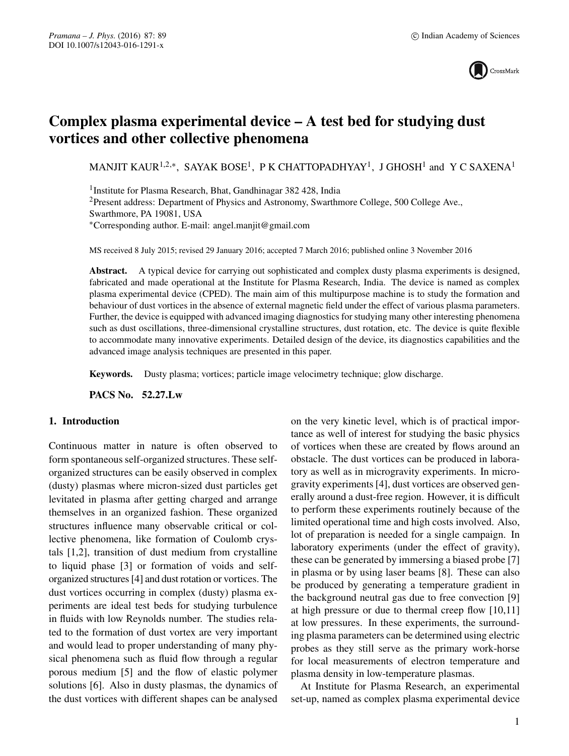# Complex plasma experimental device – A test bed for studying dust vortices and other collective phenomena

MANJIT KAUR[1,2,*], SAYAK BOSE[1], P K CHATTOPADHYAY[1], J GHOSH[1] and Y C SAXENA[1]

[1]Institute for Plasma Research, Bhat, Gandhinagar 382 428, India

[2]Present address: Department of Physics and Astronomy, Swarthmore College, 500 College Ave., Swarthmore, PA 19081, USA

[*]Corresponding author. E-mail: angel.manjit@gmail.com

MS received 8 July 2015; revised 29 January 2016; accepted 7 March 2016; published online 3 November 2016

**Abstract.** A typical device for carrying out sophisticated and complex dusty plasma experiments is designed, fabricated and made operational at the Institute for Plasma Research, India. The device is named as complex plasma experimental device (CPED). The main aim of this multipurpose machine is to study the formation and behaviour of dust vortices in the absence of external magnetic field under the effect of various plasma parameters. Further, the device is equipped with advanced imaging diagnostics for studying many other interesting phenomena such as dust oscillations, three-dimensional crystalline structures, dust rotation, etc. The device is quite flexible to accommodate many innovative experiments. Detailed design of the device, its diagnostics capabilities and the advanced image analysis techniques are presented in this paper.

**Keywords.** Dusty plasma; vortices; particle image velocimetry technique; glow discharge.

**PACS No.** **52.27.Lw**

## 1. Introduction

Continuous matter in nature is often observed to form spontaneous self-organized structures. These self-organized structures can be easily observed in complex (dusty) plasmas where micron-sized dust particles get levitated in plasma after getting charged and arrange themselves in an organized fashion. These organized structures influence many observable critical or collective phenomena, like formation of Coulomb crystals [1,2], transition of dust medium from crystalline to liquid phase [3] or formation of voids and self-organized structures [4] and dust rotation or vortices. The dust vortices occurring in complex (dusty) plasma experiments are ideal test beds for studying turbulence in fluids with low Reynolds number. The studies related to the formation of dust vortex are very important and would lead to proper understanding of many physical phenomena such as fluid flow through a regular porous medium [5] and the flow of elastic polymer solutions [6]. Also in dusty plasmas, the dynamics of the dust vortices with different shapes can be analysed on the very kinetic level, which is of practical importance as well of interest for studying the basic physics of vortices when these are created by flows around an obstacle. The dust vortices can be produced in laboratory as well as in microgravity experiments. In microgravity experiments [4], dust vortices are observed generally around a dust-free region. However, it is difficult to perform these experiments routinely because of the limited operational time and high costs involved. Also, lot of preparation is needed for a single campaign. In laboratory experiments (under the effect of gravity), these can be generated by immersing a biased probe [7] in plasma or by using laser beams [8]. These can also be produced by generating a temperature gradient in the background neutral gas due to free convection [9] at high pressure or due to thermal creep flow [10,11] at low pressures. In these experiments, the surrounding plasma parameters can be determined using electric probes as they still serve as the primary work-horse for local measurements of electron temperature and plasma density in low-temperature plasmas.

At Institute for Plasma Research, an experimental set-up, named as complex plasma experimental device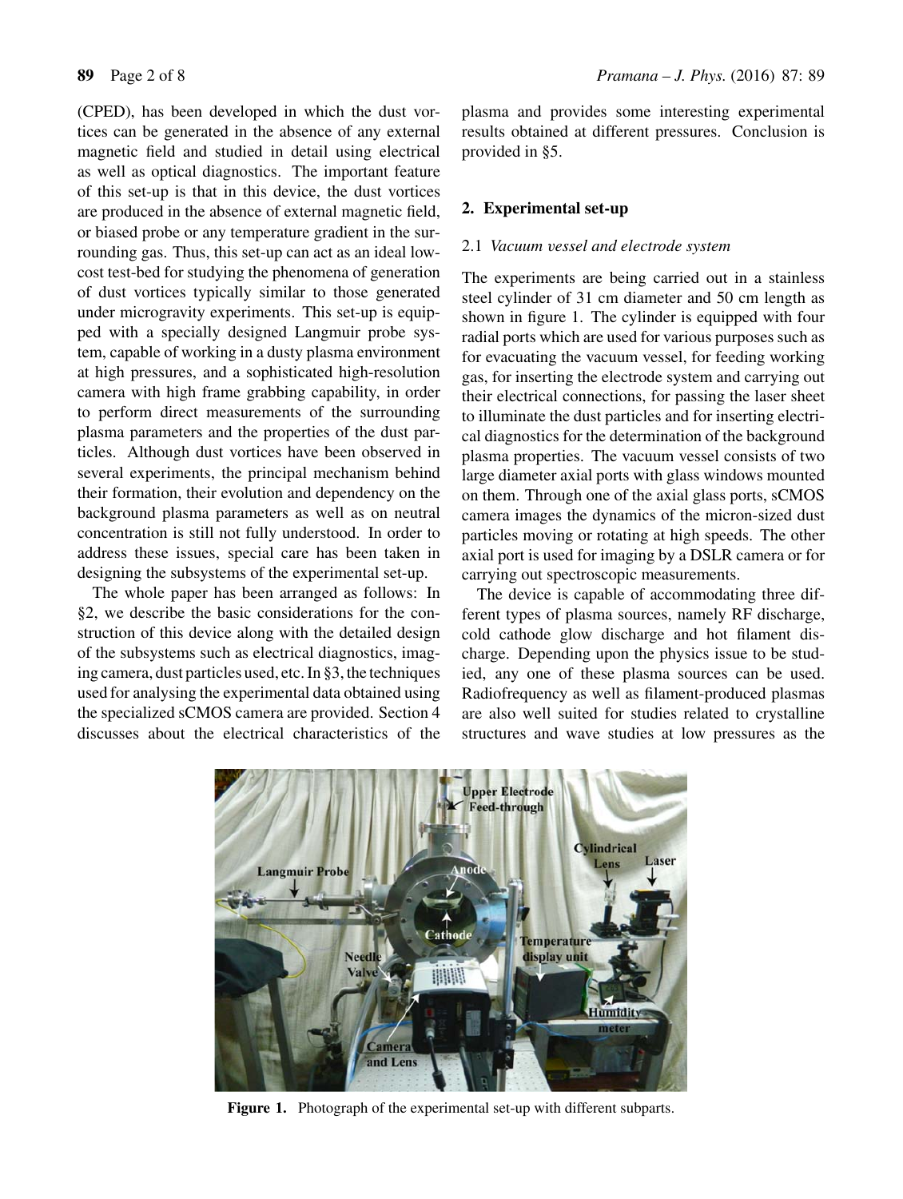(CPED), has been developed in which the dust vortices can be generated in the absence of any external magnetic field and studied in detail using electrical as well as optical diagnostics. The important feature of this set-up is that in this device, the dust vortices are produced in the absence of external magnetic field, or biased probe or any temperature gradient in the surrounding gas. Thus, this set-up can act as an ideal low-cost test-bed for studying the phenomena of generation of dust vortices typically similar to those generated under microgravity experiments. This set-up is equipped with a specially designed Langmuir probe system, capable of working in a dusty plasma environment at high pressures, and a sophisticated high-resolution camera with high frame grabbing capability, in order to perform direct measurements of the surrounding plasma parameters and the properties of the dust particles. Although dust vortices have been observed in several experiments, the principal mechanism behind their formation, their evolution and dependency on the background plasma parameters as well as on neutral concentration is still not fully understood. In order to address these issues, special care has been taken in designing the subsystems of the experimental set-up.

The whole paper has been arranged as follows: In §2, we describe the basic considerations for the construction of this device along with the detailed design of the subsystems such as electrical diagnostics, imaging camera, dust particles used, etc. In §3, the techniques used for analysing the experimental data obtained using the specialized sCMOS camera are provided. Section 4 discusses about the electrical characteristics of the plasma and provides some interesting experimental results obtained at different pressures. Conclusion is provided in §5.

## 2. Experimental set-up

### 2.1 *Vacuum vessel and electrode system*

The experiments are being carried out in a stainless steel cylinder of 31 cm diameter and 50 cm length as shown in figure 1. The cylinder is equipped with four radial ports which are used for various purposes such as for evacuating the vacuum vessel, for feeding working gas, for inserting the electrode system and carrying out their electrical connections, for passing the laser sheet to illuminate the dust particles and for inserting electrical diagnostics for the determination of the background plasma properties. The vacuum vessel consists of two large diameter axial ports with glass windows mounted on them. Through one of the axial glass ports, sCMOS camera images the dynamics of the micron-sized dust particles moving or rotating at high speeds. The other axial port is used for imaging by a DSLR camera or for carrying out spectroscopic measurements.

The device is capable of accommodating three different types of plasma sources, namely RF discharge, cold cathode glow discharge and hot filament discharge. Depending upon the physics issue to be studied, any one of these plasma sources can be used. Radiofrequency as well as filament-produced plasmas are also well suited for studies related to crystalline structures and wave studies at low pressures as the

**Figure 1.** Photograph of the experimental set-up with different subparts.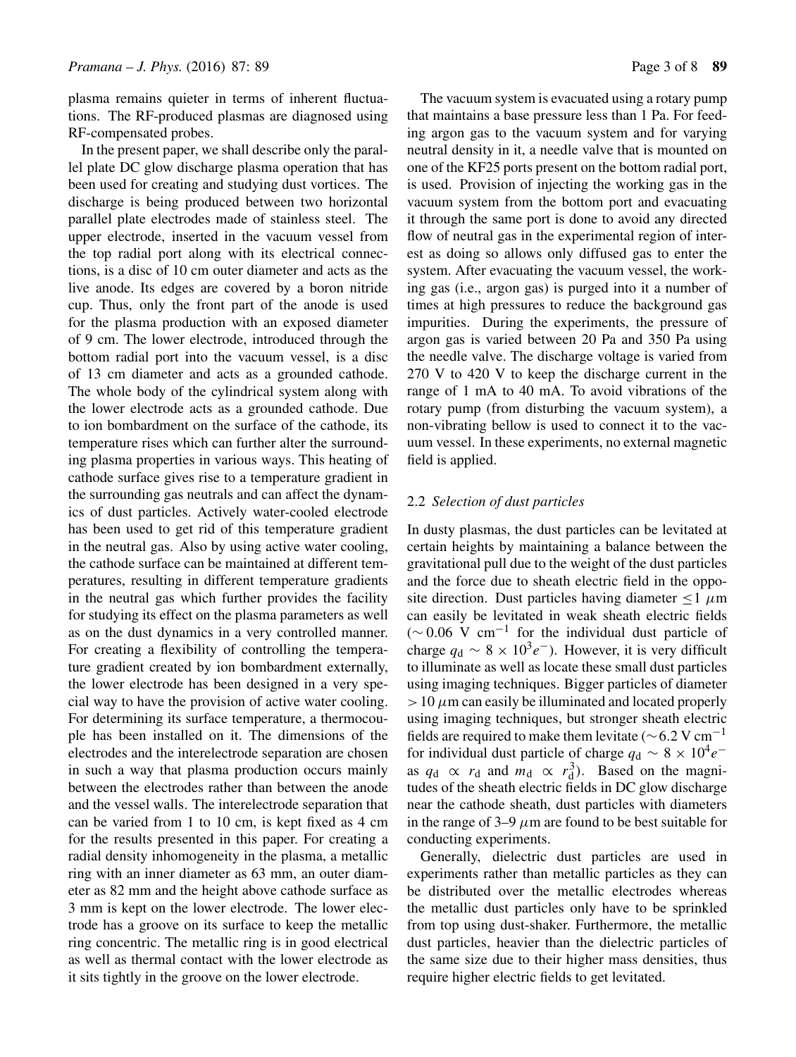plasma remains quieter in terms of inherent fluctuations. The RF-produced plasmas are diagnosed using RF-compensated probes.

In the present paper, we shall describe only the parallel plate DC glow discharge plasma operation that has been used for creating and studying dust vortices. The discharge is being produced between two horizontal parallel plate electrodes made of stainless steel. The upper electrode, inserted in the vacuum vessel from the top radial port along with its electrical connections, is a disc of 10 cm outer diameter and acts as the live anode. Its edges are covered by a boron nitride cup. Thus, only the front part of the anode is used for the plasma production with an exposed diameter of 9 cm. The lower electrode, introduced through the bottom radial port into the vacuum vessel, is a disc of 13 cm diameter and acts as a grounded cathode. The whole body of the cylindrical system along with the lower electrode acts as a grounded cathode. Due to ion bombardment on the surface of the cathode, its temperature rises which can further alter the surrounding plasma properties in various ways. This heating of cathode surface gives rise to a temperature gradient in the surrounding gas neutrals and can affect the dynamics of dust particles. Actively water-cooled electrode has been used to get rid of this temperature gradient in the neutral gas. Also by using active water cooling, the cathode surface can be maintained at different temperatures, resulting in different temperature gradients in the neutral gas which further provides the facility for studying its effect on the plasma parameters as well as on the dust dynamics in a very controlled manner. For creating a flexibility of controlling the temperature gradient created by ion bombardment externally, the lower electrode has been designed in a very special way to have the provision of active water cooling. For determining its surface temperature, a thermocouple has been installed on it. The dimensions of the electrodes and the interelectrode separation are chosen in such a way that plasma production occurs mainly between the electrodes rather than between the anode and the vessel walls. The interelectrode separation that can be varied from 1 to 10 cm, is kept fixed as 4 cm for the results presented in this paper. For creating a radial density inhomogeneity in the plasma, a metallic ring with an inner diameter as 63 mm, an outer diameter as 82 mm and the height above cathode surface as 3 mm is kept on the lower electrode. The lower electrode has a groove on its surface to keep the metallic ring concentric. The metallic ring is in good electrical as well as thermal contact with the lower electrode as it sits tightly in the groove on the lower electrode.

The vacuum system is evacuated using a rotary pump that maintains a base pressure less than 1 Pa. For feeding argon gas to the vacuum system and for varying neutral density in it, a needle valve that is mounted on one of the KF25 ports present on the bottom radial port, is used. Provision of injecting the working gas in the vacuum system from the bottom port and evacuating it through the same port is done to avoid any directed flow of neutral gas in the experimental region of interest as doing so allows only diffused gas to enter the system. After evacuating the vacuum vessel, the working gas (i.e., argon gas) is purged into it a number of times at high pressures to reduce the background gas impurities. During the experiments, the pressure of argon gas is varied between 20 Pa and 350 Pa using the needle valve. The discharge voltage is varied from 270 V to 420 V to keep the discharge current in the range of 1 mA to 40 mA. To avoid vibrations of the rotary pump (from disturbing the vacuum system), a non-vibrating bellow is used to connect it to the vacuum vessel. In these experiments, no external magnetic field is applied.

### 2.2 *Selection of dust particles*

In dusty plasmas, the dust particles can be levitated at certain heights by maintaining a balance between the gravitational pull due to the weight of the dust particles and the force due to sheath electric field in the opposite direction. Dust particles having diameter $\leq 1\ \mu$m can easily be levitated in weak sheath electric fields ($\sim 0.06$ V cm$^{-1}$ for the individual dust particle of charge $q_d \sim 8 \times 10^3 e^-$). However, it is very difficult to illuminate as well as locate these small dust particles using imaging techniques. Bigger particles of diameter $> 10\ \mu$m can easily be illuminated and located properly using imaging techniques, but stronger sheath electric fields are required to make them levitate ($\sim 6.2$ V cm$^{-1}$ for individual dust particle of charge $q_d \sim 8 \times 10^4 e^-$ as $q_d \propto r_d$ and $m_d \propto r_d^3$). Based on the magnitudes of the sheath electric fields in DC glow discharge near the cathode sheath, dust particles with diameters in the range of 3–9 $\mu$m are found to be best suitable for conducting experiments.

Generally, dielectric dust particles are used in experiments rather than metallic particles as they can be distributed over the metallic electrodes whereas the metallic dust particles only have to be sprinkled from top using dust-shaker. Furthermore, the metallic dust particles, heavier than the dielectric particles of the same size due to their higher mass densities, thus require higher electric fields to get levitated.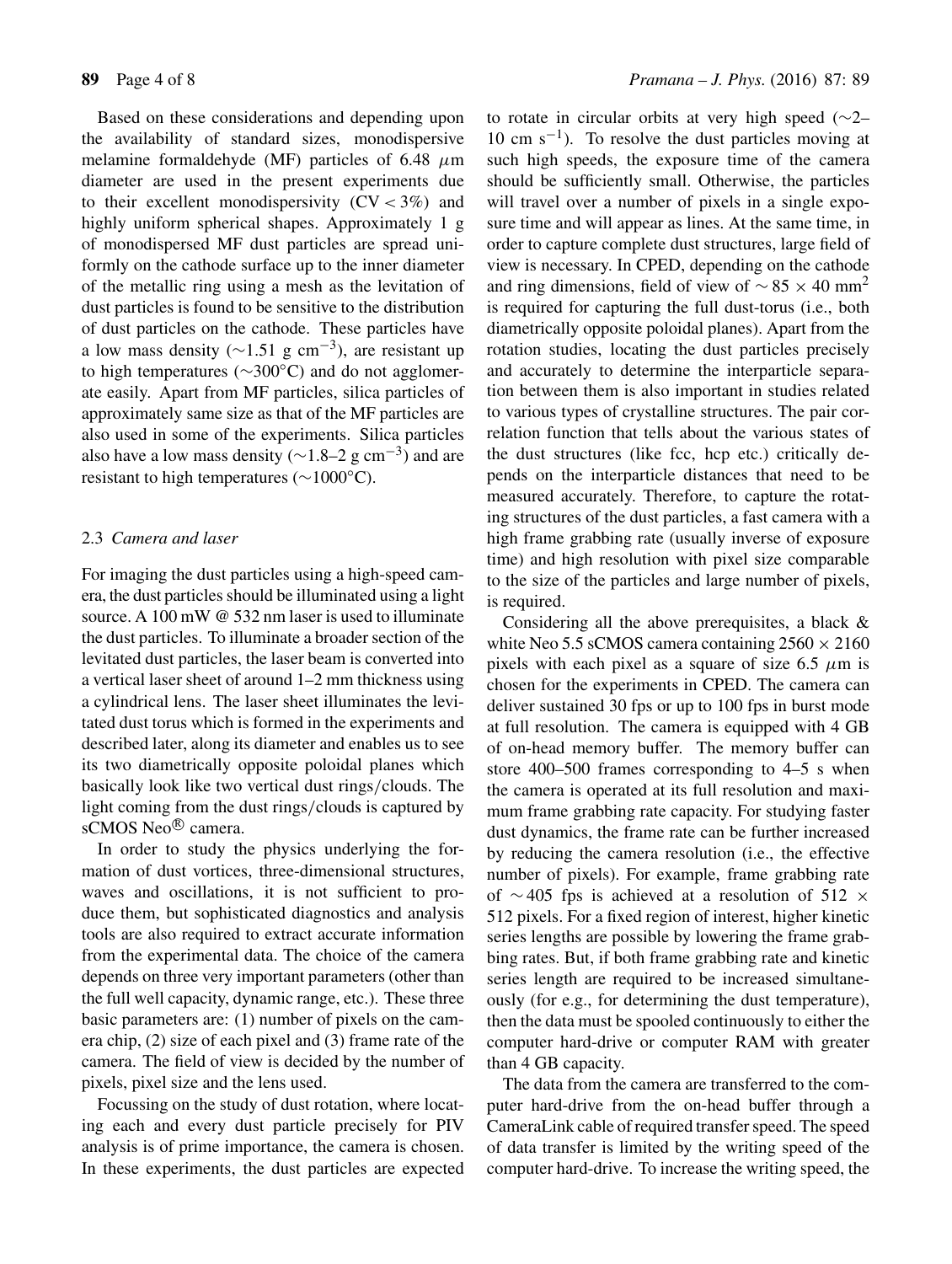Based on these considerations and depending upon the availability of standard sizes, monodispersive melamine formaldehyde (MF) particles of 6.48 $\mu$m diameter are used in the present experiments due to their excellent monodispersivity (CV < 3%) and highly uniform spherical shapes. Approximately 1 g of monodispersed MF dust particles are spread uniformly on the cathode surface up to the inner diameter of the metallic ring using a mesh as the levitation of dust particles is found to be sensitive to the distribution of dust particles on the cathode. These particles have a low mass density ($\sim$1.51 g cm$^{-3}$), are resistant up to high temperatures ($\sim$300°C) and do not agglomerate easily. Apart from MF particles, silica particles of approximately same size as that of the MF particles are also used in some of the experiments. Silica particles also have a low mass density ($\sim$1.8–2 g cm$^{-3}$) and are resistant to high temperatures ($\sim$1000°C).

### 2.3 *Camera and laser*

For imaging the dust particles using a high-speed camera, the dust particles should be illuminated using a light source. A 100 mW @ 532 nm laser is used to illuminate the dust particles. To illuminate a broader section of the levitated dust particles, the laser beam is converted into a vertical laser sheet of around 1–2 mm thickness using a cylindrical lens. The laser sheet illuminates the levitated dust torus which is formed in the experiments and described later, along its diameter and enables us to see its two diametrically opposite poloidal planes which basically look like two vertical dust rings/clouds. The light coming from the dust rings/clouds is captured by sCMOS Neo® camera.

In order to study the physics underlying the formation of dust vortices, three-dimensional structures, waves and oscillations, it is not sufficient to produce them, but sophisticated diagnostics and analysis tools are also required to extract accurate information from the experimental data. The choice of the camera depends on three very important parameters (other than the full well capacity, dynamic range, etc.). These three basic parameters are: (1) number of pixels on the camera chip, (2) size of each pixel and (3) frame rate of the camera. The field of view is decided by the number of pixels, pixel size and the lens used.

Focussing on the study of dust rotation, where locating each and every dust particle precisely for PIV analysis is of prime importance, the camera is chosen. In these experiments, the dust particles are expected to rotate in circular orbits at very high speed ($\sim$2–10 cm s$^{-1}$). To resolve the dust particles moving at such high speeds, the exposure time of the camera should be sufficiently small. Otherwise, the particles will travel over a number of pixels in a single exposure time and will appear as lines. At the same time, in order to capture complete dust structures, large field of view is necessary. In CPED, depending on the cathode and ring dimensions, field of view of $\sim 85 \times 40$ mm$^2$ is required for capturing the full dust-torus (i.e., both diametrically opposite poloidal planes). Apart from the rotation studies, locating the dust particles precisely and accurately to determine the interparticle separation between them is also important in studies related to various types of crystalline structures. The pair correlation function that tells about the various states of the dust structures (like fcc, hcp etc.) critically depends on the interparticle distances that need to be measured accurately. Therefore, to capture the rotating structures of the dust particles, a fast camera with a high frame grabbing rate (usually inverse of exposure time) and high resolution with pixel size comparable to the size of the particles and large number of pixels, is required.

Considering all the above prerequisites, a black & white Neo 5.5 sCMOS camera containing $2560 \times 2160$ pixels with each pixel as a square of size 6.5 $\mu$m is chosen for the experiments in CPED. The camera can deliver sustained 30 fps or up to 100 fps in burst mode at full resolution. The camera is equipped with 4 GB of on-head memory buffer. The memory buffer can store 400–500 frames corresponding to 4–5 s when the camera is operated at its full resolution and maximum frame grabbing rate capacity. For studying faster dust dynamics, the frame rate can be further increased by reducing the camera resolution (i.e., the effective number of pixels). For example, frame grabbing rate of $\sim$405 fps is achieved at a resolution of $512 \times 512$ pixels. For a fixed region of interest, higher kinetic series lengths are possible by lowering the frame grabbing rates. But, if both frame grabbing rate and kinetic series length are required to be increased simultaneously (for e.g., for determining the dust temperature), then the data must be spooled continuously to either the computer hard-drive or computer RAM with greater than 4 GB capacity.

The data from the camera are transferred to the computer hard-drive from the on-head buffer through a CameraLink cable of required transfer speed. The speed of data transfer is limited by the writing speed of the computer hard-drive. To increase the writing speed, the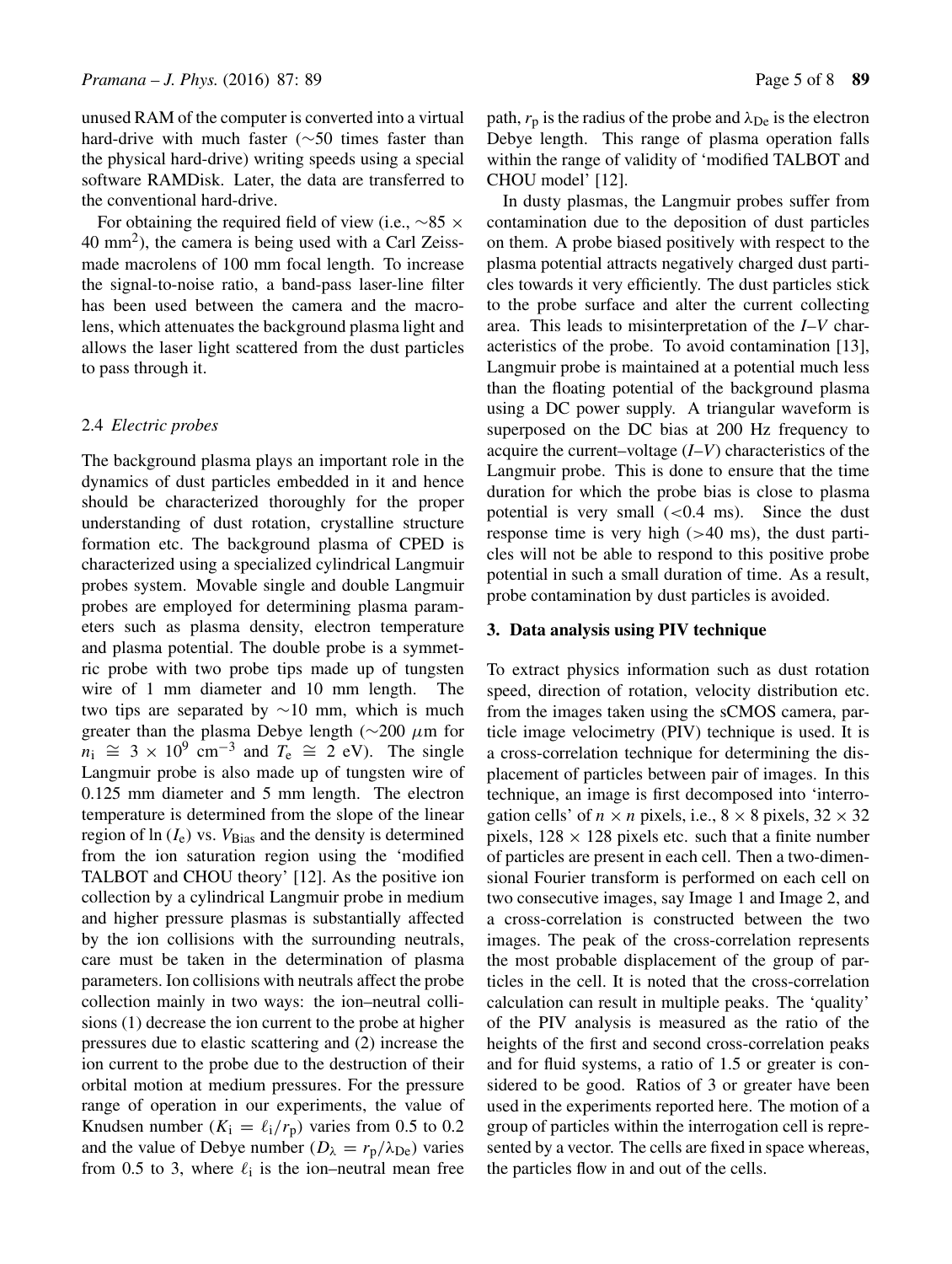unused RAM of the computer is converted into a virtual hard-drive with much faster (~50 times faster than the physical hard-drive) writing speeds using a special software RAMDisk. Later, the data are transferred to the conventional hard-drive.

For obtaining the required field of view (i.e., ~85 × 40 $\text{mm}^2$), the camera is being used with a Carl Zeiss-made macrolens of 100 mm focal length. To increase the signal-to-noise ratio, a band-pass laser-line filter has been used between the camera and the macrolens, which attenuates the background plasma light and allows the laser light scattered from the dust particles to pass through it.

### 2.4 *Electric probes*

The background plasma plays an important role in the dynamics of dust particles embedded in it and hence should be characterized thoroughly for the proper understanding of dust rotation, crystalline structure formation etc. The background plasma of CPED is characterized using a specialized cylindrical Langmuir probes system. Movable single and double Langmuir probes are employed for determining plasma parameters such as plasma density, electron temperature and plasma potential. The double probe is a symmetric probe with two probe tips made up of tungsten wire of 1 mm diameter and 10 mm length. The two tips are separated by ~10 mm, which is much greater than the plasma Debye length (~200 $\mu$m for $n_i \cong 3 \times 10^9$ $\text{cm}^{-3}$ and $T_e \cong 2$ eV). The single Langmuir probe is also made up of tungsten wire of 0.125 mm diameter and 5 mm length. The electron temperature is determined from the slope of the linear region of $\ln(I_e)$ vs. $V_{\text{Bias}}$ and the density is determined from the ion saturation region using the 'modified TALBOT and CHOU theory' [12]. As the positive ion collection by a cylindrical Langmuir probe in medium and higher pressure plasmas is substantially affected by the ion collisions with the surrounding neutrals, care must be taken in the determination of plasma parameters. Ion collisions with neutrals affect the probe collection mainly in two ways: the ion–neutral collisions (1) decrease the ion current to the probe at higher pressures due to elastic scattering and (2) increase the ion current to the probe due to the destruction of their orbital motion at medium pressures. For the pressure range of operation in our experiments, the value of Knudsen number ($K_i = \ell_i / r_p$) varies from 0.5 to 0.2 and the value of Debye number ($D_\lambda = r_p / \lambda_{\text{De}}$) varies from 0.5 to 3, where $\ell_i$ is the ion–neutral mean free path, $r_p$ is the radius of the probe and $\lambda_{\text{De}}$ is the electron Debye length. This range of plasma operation falls within the range of validity of 'modified TALBOT and CHOU model' [12].

In dusty plasmas, the Langmuir probes suffer from contamination due to the deposition of dust particles on them. A probe biased positively with respect to the plasma potential attracts negatively charged dust particles towards it very efficiently. The dust particles stick to the probe surface and alter the current collecting area. This leads to misinterpretation of the *I–V* characteristics of the probe. To avoid contamination [13], Langmuir probe is maintained at a potential much less than the floating potential of the background plasma using a DC power supply. A triangular waveform is superposed on the DC bias at 200 Hz frequency to acquire the current–voltage (*I–V*) characteristics of the Langmuir probe. This is done to ensure that the time duration for which the probe bias is close to plasma potential is very small (<0.4 ms). Since the dust response time is very high (>40 ms), the dust particles will not be able to respond to this positive probe potential in such a small duration of time. As a result, probe contamination by dust particles is avoided.

## 3. Data analysis using PIV technique

To extract physics information such as dust rotation speed, direction of rotation, velocity distribution etc. from the images taken using the sCMOS camera, particle image velocimetry (PIV) technique is used. It is a cross-correlation technique for determining the displacement of particles between pair of images. In this technique, an image is first decomposed into 'interrogation cells' of $n \times n$ pixels, i.e., 8 × 8 pixels, 32 × 32 pixels, 128 × 128 pixels etc. such that a finite number of particles are present in each cell. Then a two-dimensional Fourier transform is performed on each cell on two consecutive images, say Image 1 and Image 2, and a cross-correlation is constructed between the two images. The peak of the cross-correlation represents the most probable displacement of the group of particles in the cell. It is noted that the cross-correlation calculation can result in multiple peaks. The 'quality' of the PIV analysis is measured as the ratio of the heights of the first and second cross-correlation peaks and for fluid systems, a ratio of 1.5 or greater is considered to be good. Ratios of 3 or greater have been used in the experiments reported here. The motion of a group of particles within the interrogation cell is represented by a vector. The cells are fixed in space whereas, the particles flow in and out of the cells.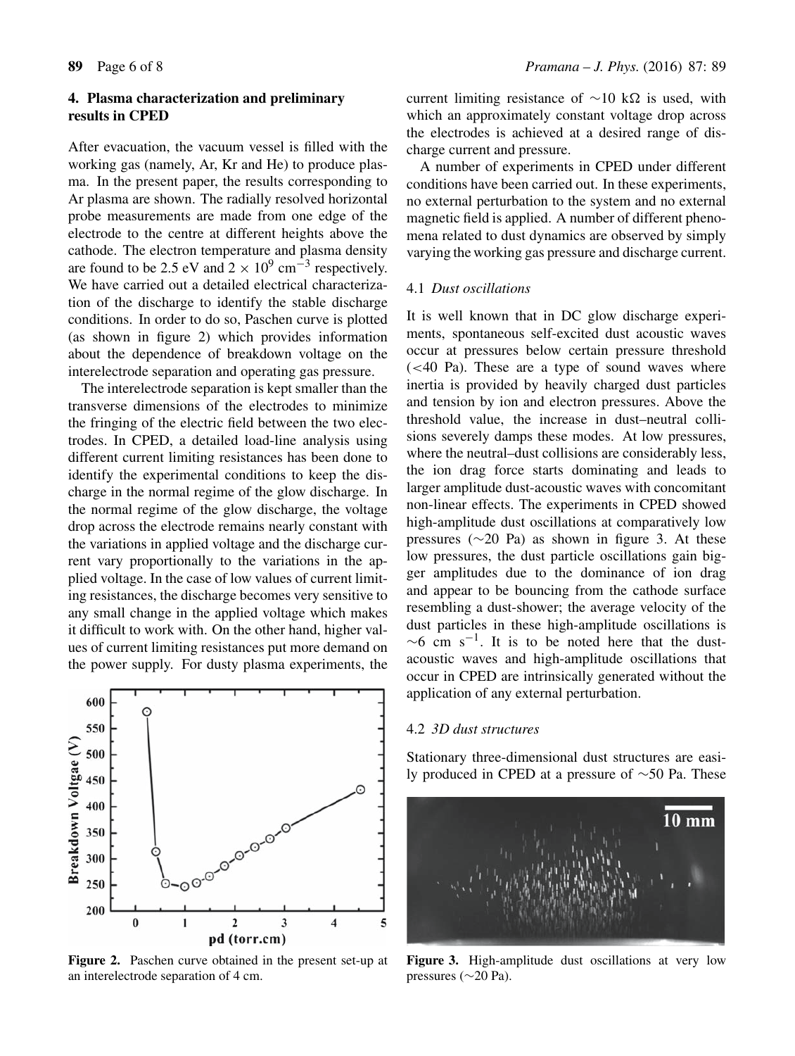## 4. Plasma characterization and preliminary results in CPED

After evacuation, the vacuum vessel is filled with the working gas (namely, Ar, Kr and He) to produce plasma. In the present paper, the results corresponding to Ar plasma are shown. The radially resolved horizontal probe measurements are made from one edge of the electrode to the centre at different heights above the cathode. The electron temperature and plasma density are found to be 2.5 eV and $2 \times 10^9$ cm$^{-3}$ respectively. We have carried out a detailed electrical characterization of the discharge to identify the stable discharge conditions. In order to do so, Paschen curve is plotted (as shown in figure 2) which provides information about the dependence of breakdown voltage on the interelectrode separation and operating gas pressure.

The interelectrode separation is kept smaller than the transverse dimensions of the electrodes to minimize the fringing of the electric field between the two electrodes. In CPED, a detailed load-line analysis using different current limiting resistances has been done to identify the experimental conditions to keep the discharge in the normal regime of the glow discharge. In the normal regime of the glow discharge, the voltage drop across the electrode remains nearly constant with the variations in applied voltage and the discharge current vary proportionally to the variations in the applied voltage. In the case of low values of current limiting resistances, the discharge becomes very sensitive to any small change in the applied voltage which makes it difficult to work with. On the other hand, higher values of current limiting resistances put more demand on the power supply. For dusty plasma experiments, the current limiting resistance of ∼10 kΩ is used, with which an approximately constant voltage drop across the electrodes is achieved at a desired range of discharge current and pressure.

**Figure 2.** Paschen curve obtained in the present set-up at an interelectrode separation of 4 cm.

A number of experiments in CPED under different conditions have been carried out. In these experiments, no external perturbation to the system and no external magnetic field is applied. A number of different phenomena related to dust dynamics are observed by simply varying the working gas pressure and discharge current.

### 4.1 *Dust oscillations*

It is well known that in DC glow discharge experiments, spontaneous self-excited dust acoustic waves occur at pressures below certain pressure threshold (<40 Pa). These are a type of sound waves where inertia is provided by heavily charged dust particles and tension by ion and electron pressures. Above the threshold value, the increase in dust–neutral collisions severely damps these modes. At low pressures, where the neutral–dust collisions are considerably less, the ion drag force starts dominating and leads to larger amplitude dust-acoustic waves with concomitant non-linear effects. The experiments in CPED showed high-amplitude dust oscillations at comparatively low pressures (∼20 Pa) as shown in figure 3. At these low pressures, the dust particle oscillations gain bigger amplitudes due to the dominance of ion drag and appear to be bouncing from the cathode surface resembling a dust-shower; the average velocity of the dust particles in these high-amplitude oscillations is ∼6 cm s$^{-1}$. It is to be noted here that the dust-acoustic waves and high-amplitude oscillations that occur in CPED are intrinsically generated without the application of any external perturbation.

### 4.2 *3D dust structures*

Stationary three-dimensional dust structures are easily produced in CPED at a pressure of ∼50 Pa. These

**Figure 3.** High-amplitude dust oscillations at very low pressures (∼20 Pa).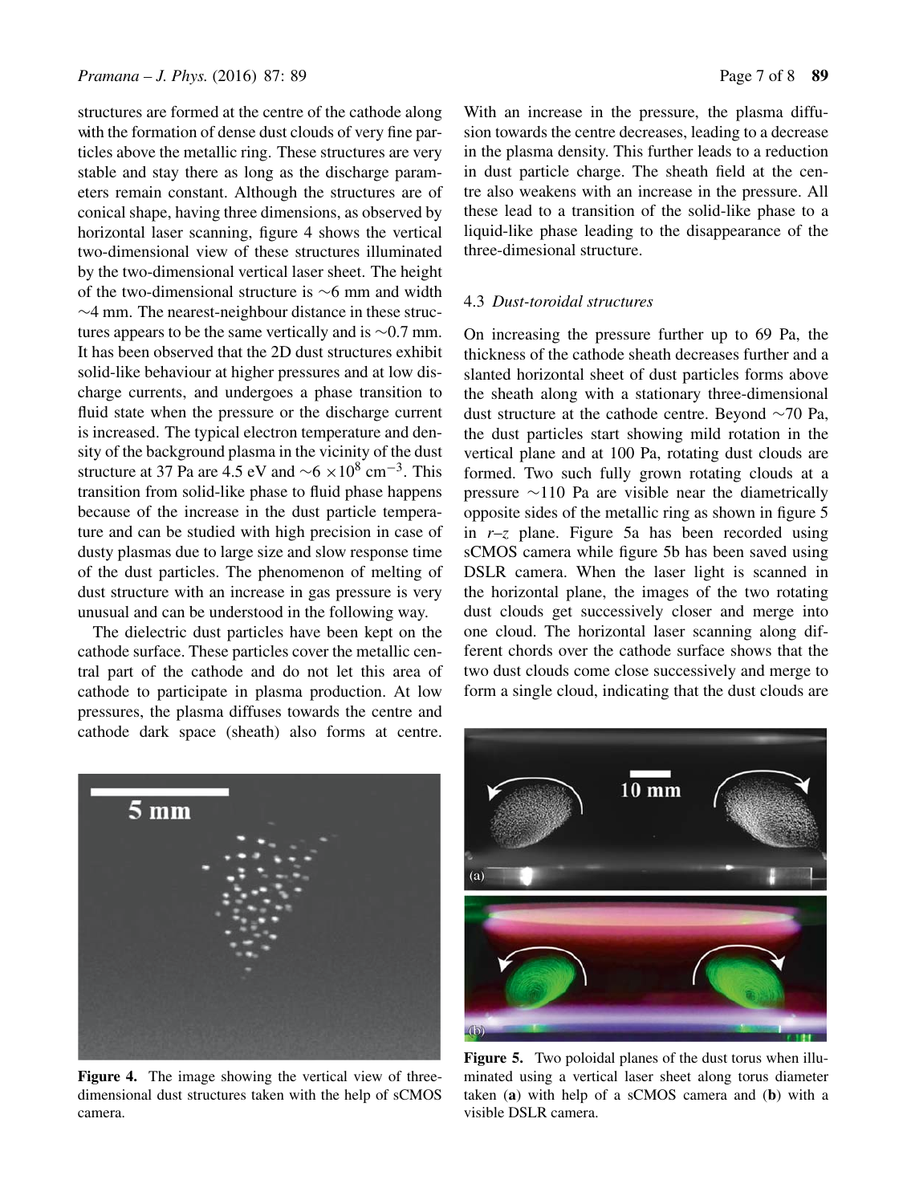structures are formed at the centre of the cathode along with the formation of dense dust clouds of very fine particles above the metallic ring. These structures are very stable and stay there as long as the discharge parameters remain constant. Although the structures are of conical shape, having three dimensions, as observed by horizontal laser scanning, figure 4 shows the vertical two-dimensional view of these structures illuminated by the two-dimensional vertical laser sheet. The height of the two-dimensional structure is ∼6 mm and width ∼4 mm. The nearest-neighbour distance in these structures appears to be the same vertically and is ∼0.7 mm. It has been observed that the 2D dust structures exhibit solid-like behaviour at higher pressures and at low discharge currents, and undergoes a phase transition to fluid state when the pressure or the discharge current is increased. The typical electron temperature and density of the background plasma in the vicinity of the dust structure at 37 Pa are 4.5 eV and $\sim 6 \times 10^8$ cm$^{-3}$. This transition from solid-like phase to fluid phase happens because of the increase in the dust particle temperature and can be studied with high precision in case of dusty plasmas due to large size and slow response time of the dust particles. The phenomenon of melting of dust structure with an increase in gas pressure is very unusual and can be understood in the following way.

The dielectric dust particles have been kept on the cathode surface. These particles cover the metallic central part of the cathode and do not let this area of cathode to participate in plasma production. At low pressures, the plasma diffuses towards the centre and cathode dark space (sheath) also forms at centre. With an increase in the pressure, the plasma diffusion towards the centre decreases, leading to a decrease in the plasma density. This further leads to a reduction in dust particle charge. The sheath field at the centre also weakens with an increase in the pressure. All these lead to a transition of the solid-like phase to a liquid-like phase leading to the disappearance of the three-dimesional structure.

Figure 4. The image showing the vertical view of three-dimensional dust structures taken with the help of sCMOS camera.

### 4.3 *Dust-toroidal structures*

On increasing the pressure further up to 69 Pa, the thickness of the cathode sheath decreases further and a slanted horizontal sheet of dust particles forms above the sheath along with a stationary three-dimensional dust structure at the cathode centre. Beyond ∼70 Pa, the dust particles start showing mild rotation in the vertical plane and at 100 Pa, rotating dust clouds are formed. Two such fully grown rotating clouds at a pressure ∼110 Pa are visible near the diametrically opposite sides of the metallic ring as shown in figure 5 in *r*–*z* plane. Figure 5a has been recorded using sCMOS camera while figure 5b has been saved using DSLR camera. When the laser light is scanned in the horizontal plane, the images of the two rotating dust clouds get successively closer and merge into one cloud. The horizontal laser scanning along different chords over the cathode surface shows that the two dust clouds come close successively and merge to form a single cloud, indicating that the dust clouds are

Figure 5. Two poloidal planes of the dust torus when illuminated using a vertical laser sheet along torus diameter taken (**a**) with help of a sCMOS camera and (**b**) with a visible DSLR camera.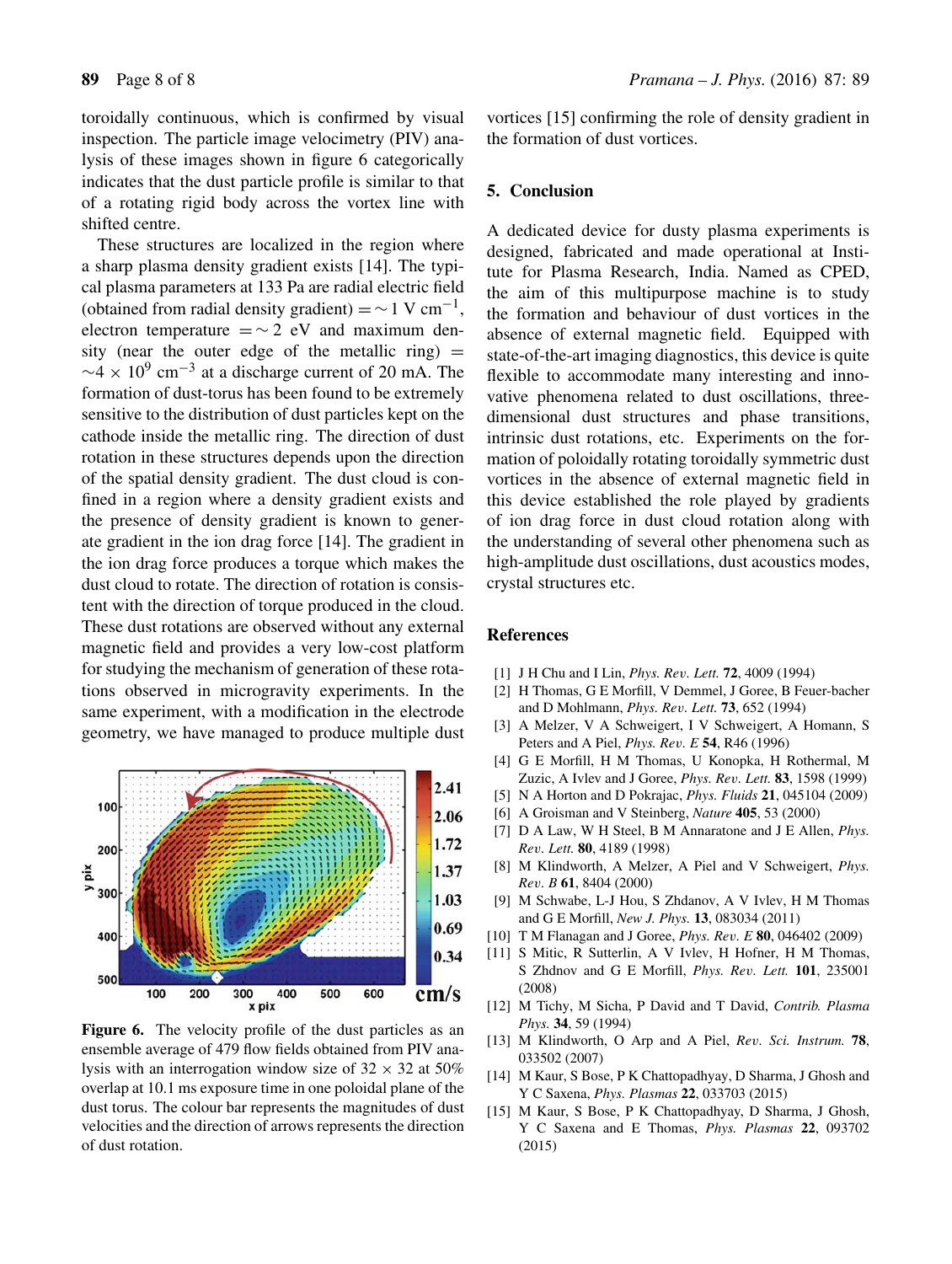toroidally continuous, which is confirmed by visual inspection. The particle image velocimetry (PIV) analysis of these images shown in figure 6 categorically indicates that the dust particle profile is similar to that of a rotating rigid body across the vortex line with shifted centre.

These structures are localized in the region where a sharp plasma density gradient exists [14]. The typical plasma parameters at 133 Pa are radial electric field (obtained from radial density gradient) $= \sim 1$ V cm$^{-1}$, electron temperature $= \sim 2$ eV and maximum density (near the outer edge of the metallic ring) $= \sim 4 \times 10^9$ cm$^{-3}$ at a discharge current of 20 mA. The formation of dust-torus has been found to be extremely sensitive to the distribution of dust particles kept on the cathode inside the metallic ring. The direction of dust rotation in these structures depends upon the direction of the spatial density gradient. The dust cloud is confined in a region where a density gradient exists and the presence of density gradient is known to generate gradient in the ion drag force [14]. The gradient in the ion drag force produces a torque which makes the dust cloud to rotate. The direction of rotation is consistent with the direction of torque produced in the cloud. These dust rotations are observed without any external magnetic field and provides a very low-cost platform for studying the mechanism of generation of these rotations observed in microgravity experiments. In the same experiment, with a modification in the electrode geometry, we have managed to produce multiple dust vortices [15] confirming the role of density gradient in the formation of dust vortices.

y pix
100
200
300
400
500
100 200 300 400 500 600
x pix
2.41
2.06
1.72
1.37
1.03
0.69
0.34
cm/s

**Figure 6.** The velocity profile of the dust particles as an ensemble average of 479 flow fields obtained from PIV analysis with an interrogation window size of 32 × 32 at 50% overlap at 10.1 ms exposure time in one poloidal plane of the dust torus. The colour bar represents the magnitudes of dust velocities and the direction of arrows represents the direction of dust rotation.

## 5. Conclusion

A dedicated device for dusty plasma experiments is designed, fabricated and made operational at Institute for Plasma Research, India. Named as CPED, the aim of this multipurpose machine is to study the formation and behaviour of dust vortices in the absence of external magnetic field. Equipped with state-of-the-art imaging diagnostics, this device is quite flexible to accommodate many interesting and innovative phenomena related to dust oscillations, three-dimensional dust structures and phase transitions, intrinsic dust rotations, etc. Experiments on the formation of poloidally rotating toroidally symmetric dust vortices in the absence of external magnetic field in this device established the role played by gradients of ion drag force in dust cloud rotation along with the understanding of several other phenomena such as high-amplitude dust oscillations, dust acoustics modes, crystal structures etc.

## References

[1] J H Chu and I Lin, *Phys. Rev. Lett.* **72**, 4009 (1994)

[2] H Thomas, G E Morfill, V Demmel, J Goree, B Feuer-bacher and D Mohlmann, *Phys. Rev. Lett.* **73**, 652 (1994)

[3] A Melzer, V A Schweigert, I V Schweigert, A Homann, S Peters and A Piel, *Phys. Rev. E* **54**, R46 (1996)

[4] G E Morfill, H M Thomas, U Konopka, H Rothermal, M Zuzic, A Ivlev and J Goree, *Phys. Rev. Lett.* **83**, 1598 (1999)

[5] N A Horton and D Pokrajac, *Phys. Fluids* **21**, 045104 (2009)

[6] A Groisman and V Steinberg, *Nature* **405**, 53 (2000)

[7] D A Law, W H Steel, B M Annaratone and J E Allen, *Phys. Rev. Lett.* **80**, 4189 (1998)

[8] M Klindworth, A Melzer, A Piel and V Schweigert, *Phys. Rev. B* **61**, 8404 (2000)

[9] M Schwabe, L-J Hou, S Zhdanov, A V Ivlev, H M Thomas and G E Morfill, *New J. Phys.* **13**, 083034 (2011)

[10] T M Flanagan and J Goree, *Phys. Rev. E* **80**, 046402 (2009)

[11] S Mitic, R Sutterlin, A V Ivlev, H Hofner, H M Thomas, S Zhdnov and G E Morfill, *Phys. Rev. Lett.* **101**, 235001 (2008)

[12] M Tichy, M Sicha, P David and T David, *Contrib. Plasma Phys.* **34**, 59 (1994)

[13] M Klindworth, O Arp and A Piel, *Rev. Sci. Instrum.* **78**, 033502 (2007)

[14] M Kaur, S Bose, P K Chattopadhyay, D Sharma, J Ghosh and Y C Saxena, *Phys. Plasmas* **22**, 033703 (2015)

[15] M Kaur, S Bose, P K Chattopadhyay, D Sharma, J Ghosh, Y C Saxena and E Thomas, *Phys. Plasmas* **22**, 093702 (2015)